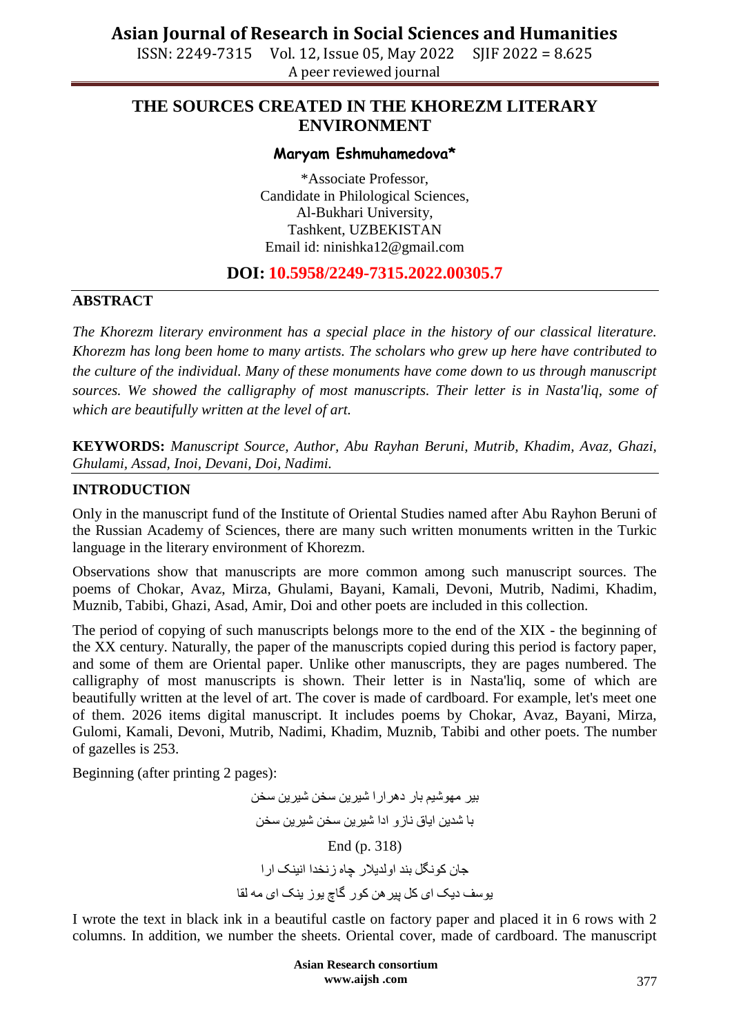# THE SOURCES CREATED IN THE KHOREZM LITERARY ENVIRONMENT

**Maryam Eshmuhamedova***

*Associate Professor,
Candidate in Philological Sciences,
Al-Bukhari University,
Tashkent, UZBEKISTAN
Email id: ninishka12@gmail.com

**DOI: 10.5958/2249-7315.2022.00305.7**

## ABSTRACT

*The Khorezm literary environment has a special place in the history of our classical literature. Khorezm has long been home to many artists. The scholars who grew up here have contributed to the culture of the individual. Many of these monuments have come down to us through manuscript sources. We showed the calligraphy of most manuscripts. Their letter is in Nasta'liq, some of which are beautifully written at the level of art.*

**KEYWORDS:** *Manuscript Source, Author, Abu Rayhan Beruni, Mutrib, Khadim, Avaz, Ghazi, Ghulami, Assad, Inoi, Devani, Doi, Nadimi.*

## INTRODUCTION

Only in the manuscript fund of the Institute of Oriental Studies named after Abu Rayhon Beruni of the Russian Academy of Sciences, there are many such written monuments written in the Turkic language in the literary environment of Khorezm.

Observations show that manuscripts are more common among such manuscript sources. The poems of Chokar, Avaz, Mirza, Ghulami, Bayani, Kamali, Devoni, Mutrib, Nadimi, Khadim, Muznib, Tabibi, Ghazi, Asad, Amir, Doi and other poets are included in this collection.

The period of copying of such manuscripts belongs more to the end of the XIX - the beginning of the XX century. Naturally, the paper of the manuscripts copied during this period is factory paper, and some of them are Oriental paper. Unlike other manuscripts, they are pages numbered. The calligraphy of most manuscripts is shown. Their letter is in Nasta'liq, some of which are beautifully written at the level of art. The cover is made of cardboard. For example, let's meet one of them. 2026 items digital manuscript. It includes poems by Chokar, Avaz, Bayani, Mirza, Gulomi, Kamali, Devoni, Mutrib, Nadimi, Khadim, Muznib, Tabibi and other poets. The number of gazelles is 253.

Beginning (after printing 2 pages):

بیر مهوشیم بار دهرارا شیرین سخن شیرین سخن

با شدین ایاق نازو ادا شیرین سخن شیرین سخن

End (p. 318)

جان کونگل بند اولدیلار چاه زنخدا انینک ارا

یوسف دیک ای کل پیرهن کور گاچ یوز ینک ای مه لقا

I wrote the text in black ink in a beautiful castle on factory paper and placed it in 6 rows with 2 columns. In addition, we number the sheets. Oriental cover, made of cardboard. The manuscript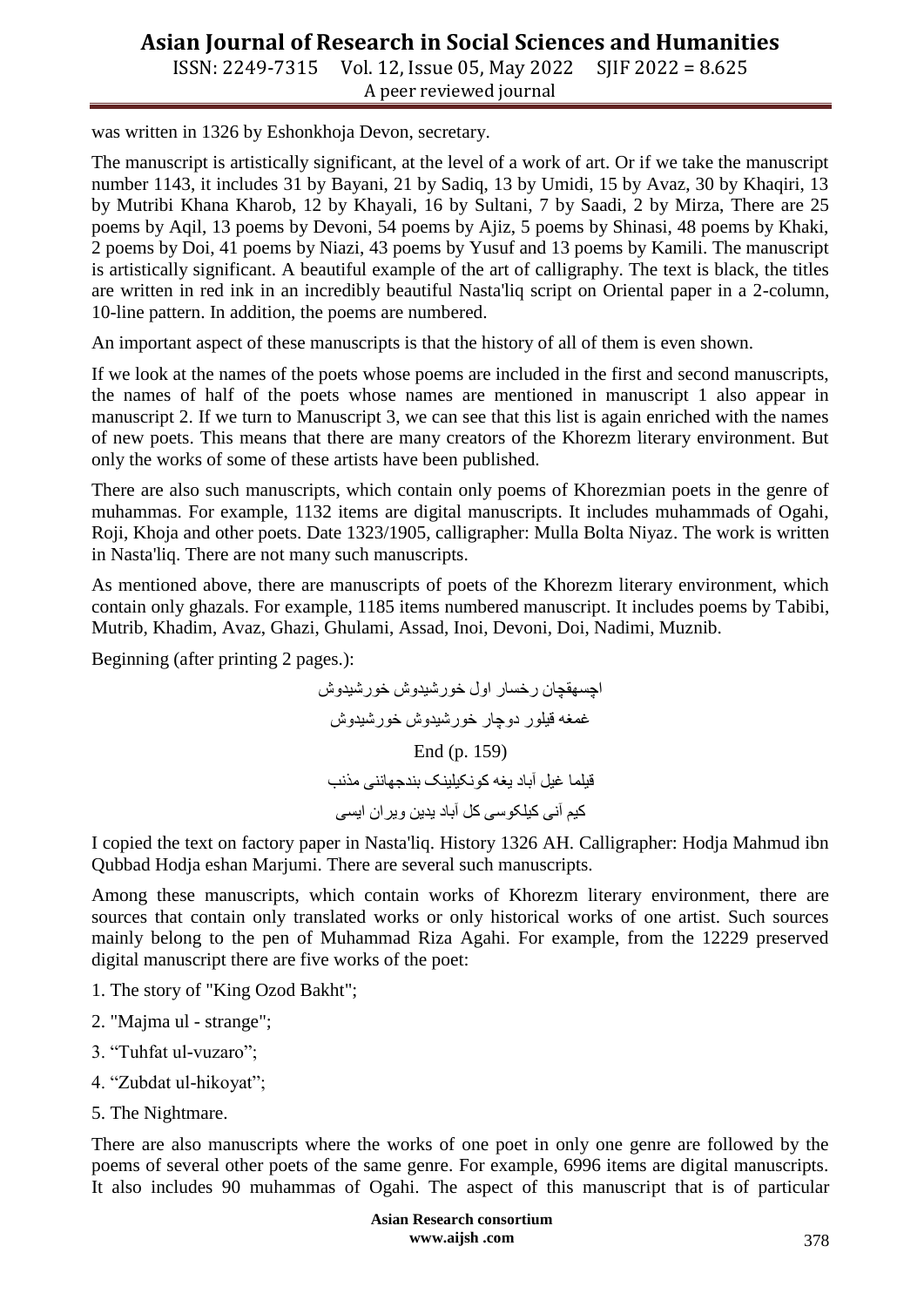was written in 1326 by Eshonkhoja Devon, secretary.

The manuscript is artistically significant, at the level of a work of art. Or if we take the manuscript number 1143, it includes 31 by Bayani, 21 by Sadiq, 13 by Umidi, 15 by Avaz, 30 by Khaqiri, 13 by Mutribi Khana Kharob, 12 by Khayali, 16 by Sultani, 7 by Saadi, 2 by Mirza, There are 25 poems by Aqil, 13 poems by Devoni, 54 poems by Ajiz, 5 poems by Shinasi, 48 poems by Khaki, 2 poems by Doi, 41 poems by Niazi, 43 poems by Yusuf and 13 poems by Kamili. The manuscript is artistically significant. A beautiful example of the art of calligraphy. The text is black, the titles are written in red ink in an incredibly beautiful Nasta'liq script on Oriental paper in a 2-column, 10-line pattern. In addition, the poems are numbered.

An important aspect of these manuscripts is that the history of all of them is even shown.

If we look at the names of the poets whose poems are included in the first and second manuscripts, the names of half of the poets whose names are mentioned in manuscript 1 also appear in manuscript 2. If we turn to Manuscript 3, we can see that this list is again enriched with the names of new poets. This means that there are many creators of the Khorezm literary environment. But only the works of some of these artists have been published.

There are also such manuscripts, which contain only poems of Khorezmian poets in the genre of muhammas. For example, 1132 items are digital manuscripts. It includes muhammads of Ogahi, Roji, Khoja and other poets. Date 1323/1905, calligrapher: Mulla Bolta Niyaz. The work is written in Nasta'liq. There are not many such manuscripts.

As mentioned above, there are manuscripts of poets of the Khorezm literary environment, which contain only ghazals. For example, 1185 items numbered manuscript. It includes poems by Tabibi, Mutrib, Khadim, Avaz, Ghazi, Ghulami, Assad, Inoi, Devoni, Doi, Nadimi, Muznib.

Beginning (after printing 2 pages.):

اچسهقچان رخسار اول خورشیدوش خورشیدوش

غمغه قیلور دوچار خورشیدوش خورشیدوش

End (p. 159)

قیلما غیل آباد یغه کونکیلینک بندجهاننی مذنب

کیم آنی کیلکوسی کل آباد یدین ویران ایسی

I copied the text on factory paper in Nasta'liq. History 1326 AH. Calligrapher: Hodja Mahmud ibn Qubbad Hodja eshan Marjumi. There are several such manuscripts.

Among these manuscripts, which contain works of Khorezm literary environment, there are sources that contain only translated works or only historical works of one artist. Such sources mainly belong to the pen of Muhammad Riza Agahi. For example, from the 12229 preserved digital manuscript there are five works of the poet:

1. The story of "King Ozod Bakht";
2. "Majma ul - strange";
3. "Tuhfat ul-vuzaro";
4. "Zubdat ul-hikoyat";
5. The Nightmare.

There are also manuscripts where the works of one poet in only one genre are followed by the poems of several other poets of the same genre. For example, 6996 items are digital manuscripts. It also includes 90 muhammas of Ogahi. The aspect of this manuscript that is of particular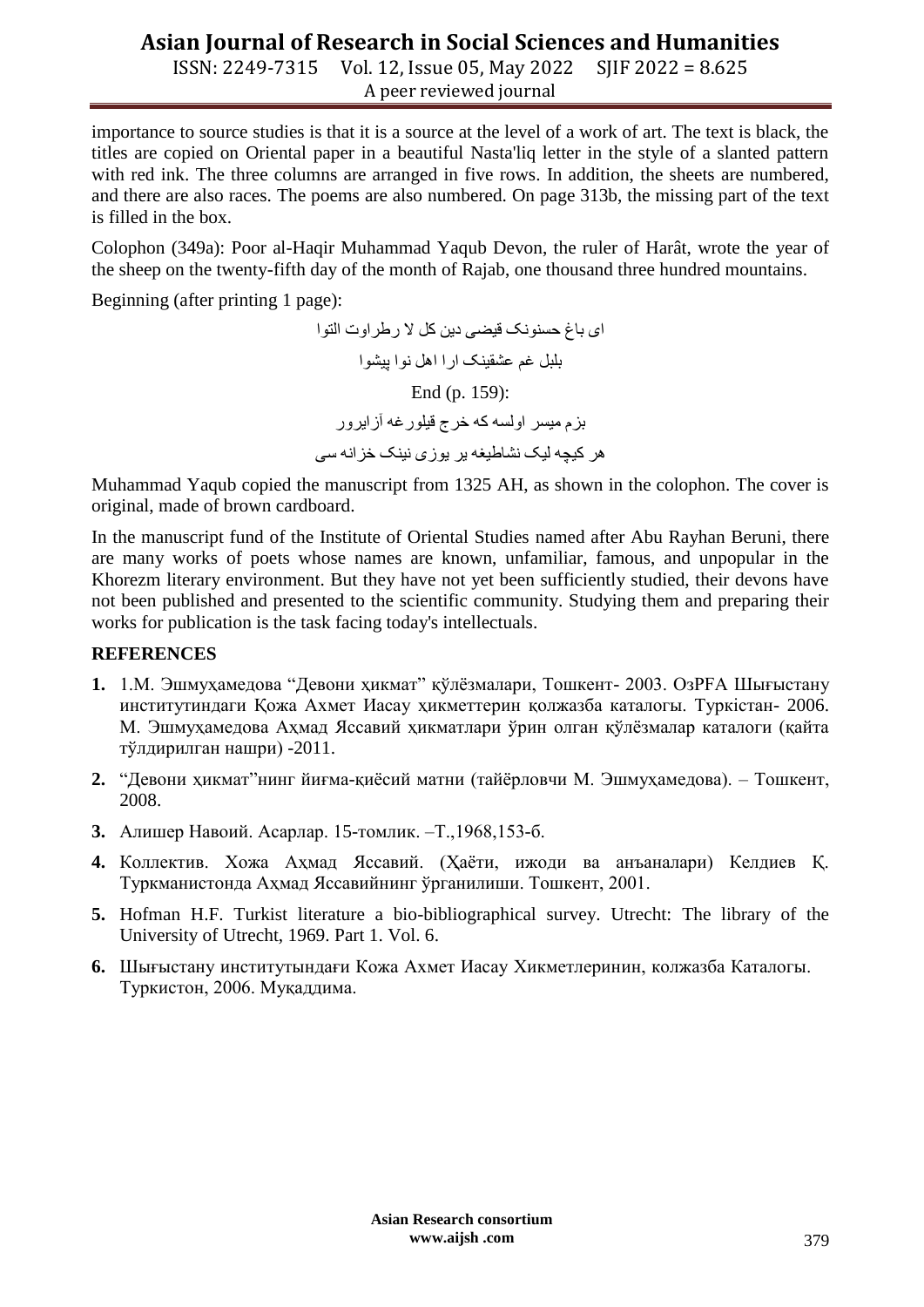importance to source studies is that it is a source at the level of a work of art. The text is black, the titles are copied on Oriental paper in a beautiful Nasta'liq letter in the style of a slanted pattern with red ink. The three columns are arranged in five rows. In addition, the sheets are numbered, and there are also races. The poems are also numbered. On page 313b, the missing part of the text is filled in the box.

Colophon (349a): Poor al-Haqir Muhammad Yaqub Devon, the ruler of Harât, wrote the year of the sheep on the twenty-fifth day of the month of Rajab, one thousand three hundred mountains.

Beginning (after printing 1 page):

ای باغ حسنونک فیضی دین کل لا رطراوت التوا

بلبل غم عشقینک ارا اهل نوا پیشوا

End (p. 159):

بزم میسر اولسه که خرج قیلورغه آزایرور

هر کیچه لیک نشاطیغه یر یوزی نینک خزانه سی

Muhammad Yaqub copied the manuscript from 1325 AH, as shown in the colophon. The cover is original, made of brown cardboard.

In the manuscript fund of the Institute of Oriental Studies named after Abu Rayhan Beruni, there are many works of poets whose names are known, unfamiliar, famous, and unpopular in the Khorezm literary environment. But they have not yet been sufficiently studied, their devons have not been published and presented to the scientific community. Studying them and preparing their works for publication is the task facing today's intellectuals.

## REFERENCES

1. 1.М. Эшмуҳамедова "Девони ҳикмат" қўлёзмалари, Тошкент- 2003. ОзРFА Шығыстану институтиндаги Қожа Ахмет Иасау ҳикметтерин қолжазба каталогы. Туркістан- 2006. М. Эшмуҳамедова Аҳмад Яссавий ҳикматлари ўрин олган қўлёзмалар каталоги (қайта тўлдирилган нашри) -2011.
2. "Девони ҳикмат"нинг йиғма-қиёсий матни (тайёрловчи М. Эшмуҳамедова). – Тошкент, 2008.
3. Алишер Навоий. Асарлар. 15-томлик. –Т.,1968,153-б.
4. Коллектив. Хожа Аҳмад Яссавий. (Ҳаёти, ижоди ва анъаналари) Келдиев Қ. Туркманистонда Аҳмад Яссавийнинг ўрганилиши. Тошкент, 2001.
5. Hofman H.F. Turkist literature a bio-bibliographical survey. Utrecht: The library of the University of Utrecht, 1969. Part 1. Vol. 6.
6. Шығыстану институтындағи Кожа Ахмет Иасау Хикметлеринин, колжазба Каталогы. Туркистон, 2006. Муқаддима.